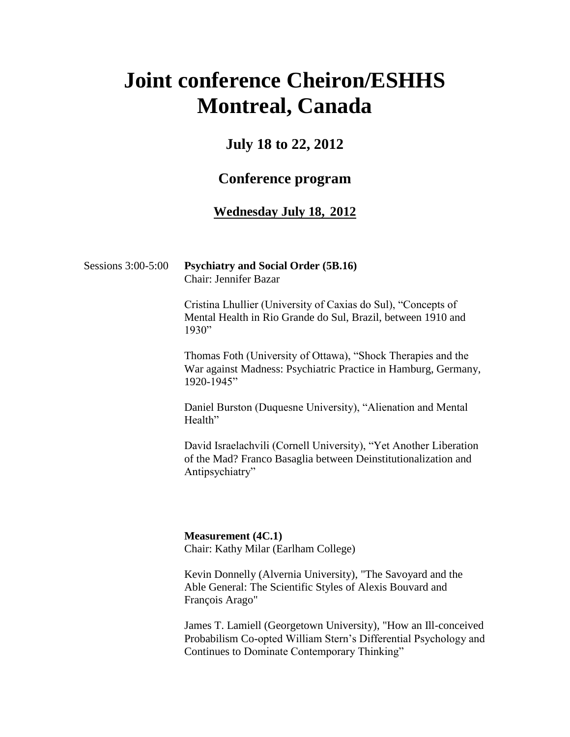# Joint conference Cheiron/ESHHS Montreal, Canada

## July 18 to 22, 2012

## Conference program

### Wednesday July 18, 2012

Sessions 3:00-5:00

**Psychiatry and Social Order (5B.16)**
Chair: Jennifer Bazar

Cristina Lhullier (University of Caxias do Sul), "Concepts of Mental Health in Rio Grande do Sul, Brazil, between 1910 and 1930"

Thomas Foth (University of Ottawa), "Shock Therapies and the War against Madness: Psychiatric Practice in Hamburg, Germany, 1920-1945"

Daniel Burston (Duquesne University), "Alienation and Mental Health"

David Israelachvili (Cornell University), "Yet Another Liberation of the Mad? Franco Basaglia between Deinstitutionalization and Antipsychiatry"

**Measurement (4C.1)**
Chair: Kathy Milar (Earlham College)

Kevin Donnelly (Alvernia University), "The Savoyard and the Able General: The Scientific Styles of Alexis Bouvard and François Arago"

James T. Lamiell (Georgetown University), "How an Ill-conceived Probabilism Co-opted William Stern's Differential Psychology and Continues to Dominate Contemporary Thinking"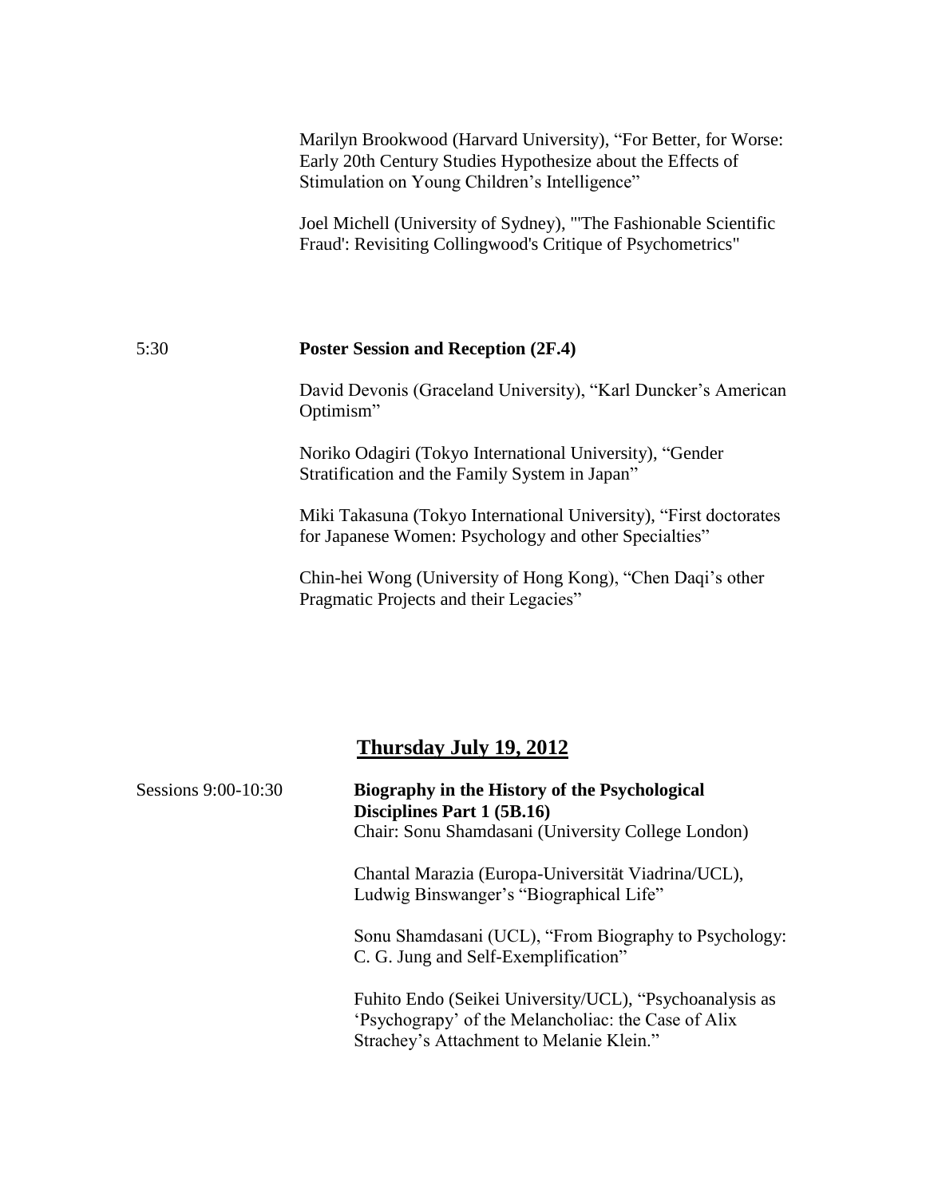Marilyn Brookwood (Harvard University), "For Better, for Worse: Early 20th Century Studies Hypothesize about the Effects of Stimulation on Young Children's Intelligence"

Joel Michell (University of Sydney), "'The Fashionable Scientific Fraud': Revisiting Collingwood's Critique of Psychometrics"

5:30 **Poster Session and Reception (2F.4)**

David Devonis (Graceland University), "Karl Duncker's American Optimism"

Noriko Odagiri (Tokyo International University), "Gender Stratification and the Family System in Japan"

Miki Takasuna (Tokyo International University), "First doctorates for Japanese Women: Psychology and other Specialties"

Chin-hei Wong (University of Hong Kong), "Chen Daqi's other Pragmatic Projects and their Legacies"

## Thursday July 19, 2012

Sessions 9:00-10:30 **Biography in the History of the Psychological Disciplines Part 1 (5B.16)**
Chair: Sonu Shamdasani (University College London)

Chantal Marazia (Europa-Universität Viadrina/UCL), Ludwig Binswanger's "Biographical Life"

Sonu Shamdasani (UCL), "From Biography to Psychology: C. G. Jung and Self-Exemplification"

Fuhito Endo (Seikei University/UCL), "Psychoanalysis as 'Psychograpy' of the Melancholiac: the Case of Alix Strachey's Attachment to Melanie Klein."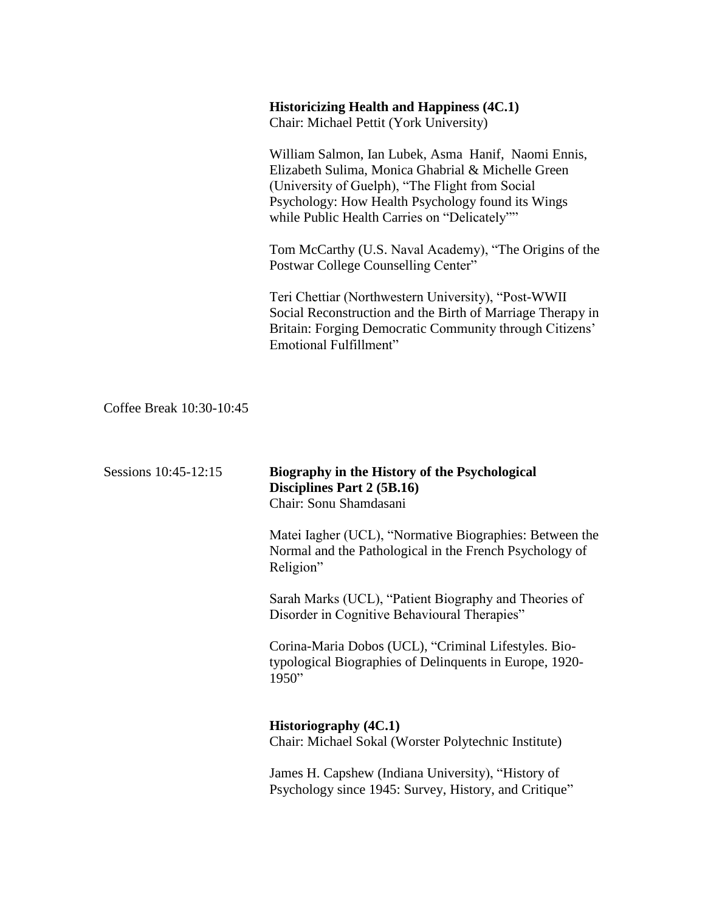**Historicizing Health and Happiness (4C.1)**
Chair: Michael Pettit (York University)

William Salmon, Ian Lubek, Asma Hanif, Naomi Ennis, Elizabeth Sulima, Monica Ghabrial & Michelle Green (University of Guelph), "The Flight from Social Psychology: How Health Psychology found its Wings while Public Health Carries on "Delicately""

Tom McCarthy (U.S. Naval Academy), "The Origins of the Postwar College Counselling Center"

Teri Chettiar (Northwestern University), "Post-WWII Social Reconstruction and the Birth of Marriage Therapy in Britain: Forging Democratic Community through Citizens' Emotional Fulfillment"

Coffee Break 10:30-10:45

Sessions 10:45-12:15

**Biography in the History of the Psychological Disciplines Part 2 (5B.16)**
Chair: Sonu Shamdasani

Matei Iagher (UCL), "Normative Biographies: Between the Normal and the Pathological in the French Psychology of Religion"

Sarah Marks (UCL), "Patient Biography and Theories of Disorder in Cognitive Behavioural Therapies"

Corina-Maria Dobos (UCL), "Criminal Lifestyles. Bio-typological Biographies of Delinquents in Europe, 1920-1950"

**Historiography (4C.1)**
Chair: Michael Sokal (Worster Polytechnic Institute)

James H. Capshew (Indiana University), "History of Psychology since 1945: Survey, History, and Critique"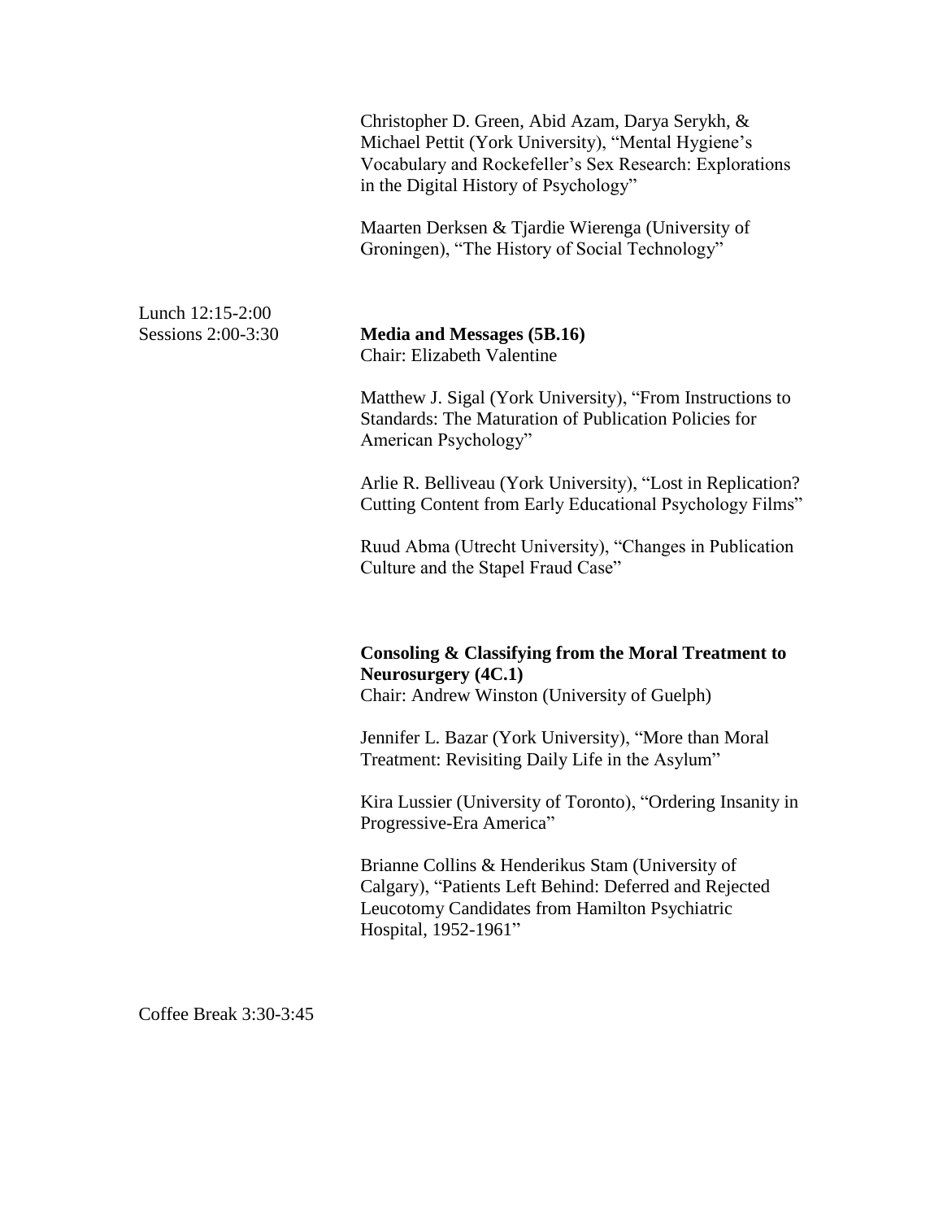Christopher D. Green, Abid Azam, Darya Serykh, & Michael Pettit (York University), “Mental Hygiene’s Vocabulary and Rockefeller’s Sex Research: Explorations in the Digital History of Psychology”

Maarten Derksen & Tjardie Wierenga (University of Groningen), “The History of Social Technology”

Lunch 12:15-2:00

Sessions 2:00-3:30

**Media and Messages (5B.16)**
Chair: Elizabeth Valentine

Matthew J. Sigal (York University), “From Instructions to Standards: The Maturation of Publication Policies for American Psychology”

Arlie R. Belliveau (York University), “Lost in Replication? Cutting Content from Early Educational Psychology Films”

Ruud Abma (Utrecht University), “Changes in Publication Culture and the Stapel Fraud Case”

**Consoling & Classifying from the Moral Treatment to Neurosurgery (4C.1)**
Chair: Andrew Winston (University of Guelph)

Jennifer L. Bazar (York University), “More than Moral Treatment: Revisiting Daily Life in the Asylum”

Kira Lussier (University of Toronto), “Ordering Insanity in Progressive-Era America”

Brianne Collins & Henderikus Stam (University of Calgary), “Patients Left Behind: Deferred and Rejected Leucotomy Candidates from Hamilton Psychiatric Hospital, 1952-1961”

Coffee Break 3:30-3:45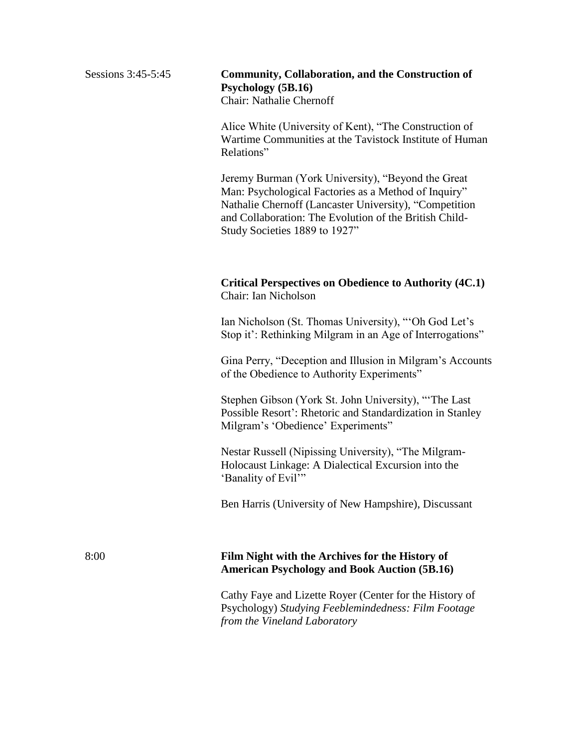Sessions 3:45-5:45

**Community, Collaboration, and the Construction of Psychology (5B.16)**
Chair: Nathalie Chernoff

Alice White (University of Kent), "The Construction of Wartime Communities at the Tavistock Institute of Human Relations"

Jeremy Burman (York University), "Beyond the Great Man: Psychological Factories as a Method of Inquiry"
Nathalie Chernoff (Lancaster University), "Competition and Collaboration: The Evolution of the British Child-Study Societies 1889 to 1927"

**Critical Perspectives on Obedience to Authority (4C.1)**
Chair: Ian Nicholson

Ian Nicholson (St. Thomas University), "'Oh God Let's Stop it': Rethinking Milgram in an Age of Interrogations"

Gina Perry, "Deception and Illusion in Milgram's Accounts of the Obedience to Authority Experiments"

Stephen Gibson (York St. John University), "'The Last Possible Resort': Rhetoric and Standardization in Stanley Milgram's 'Obedience' Experiments"

Nestar Russell (Nipissing University), "The Milgram-Holocaust Linkage: A Dialectical Excursion into the 'Banality of Evil'"

Ben Harris (University of New Hampshire), Discussant

8:00

**Film Night with the Archives for the History of American Psychology and Book Auction (5B.16)**

Cathy Faye and Lizette Royer (Center for the History of Psychology) *Studying Feeblemindedness: Film Footage from the Vineland Laboratory*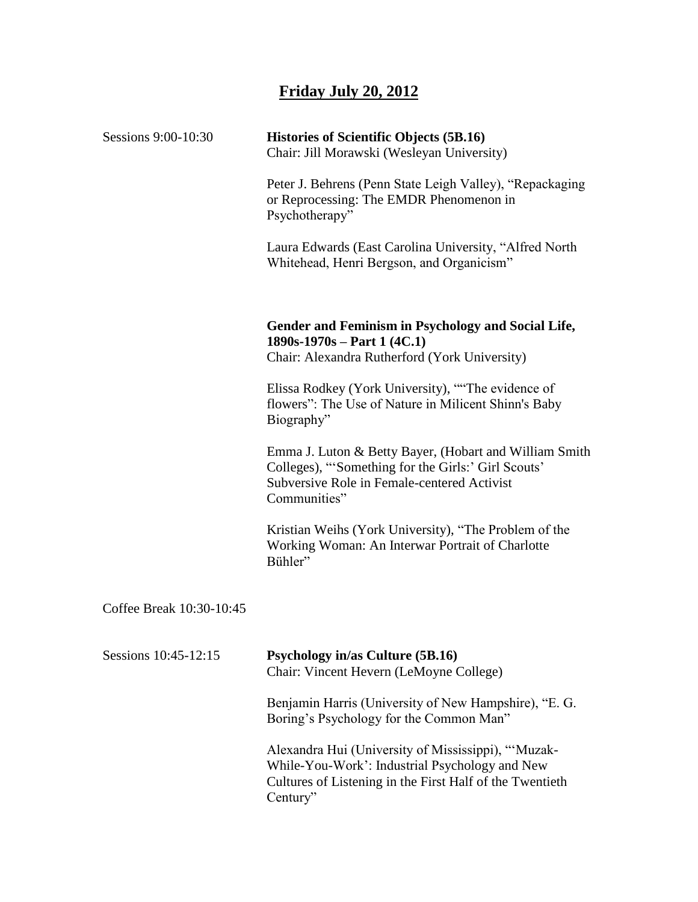# Friday July 20, 2012

Sessions 9:00-10:30

**Histories of Scientific Objects (5B.16)**
Chair: Jill Morawski (Wesleyan University)

Peter J. Behrens (Penn State Leigh Valley), "Repackaging or Reprocessing: The EMDR Phenomenon in Psychotherapy"

Laura Edwards (East Carolina University, "Alfred North Whitehead, Henri Bergson, and Organicism"

**Gender and Feminism in Psychology and Social Life, 1890s-1970s – Part 1 (4C.1)**
Chair: Alexandra Rutherford (York University)

Elissa Rodkey (York University), ""The evidence of flowers": The Use of Nature in Milicent Shinn's Baby Biography"

Emma J. Luton & Betty Bayer, (Hobart and William Smith Colleges), "'Something for the Girls:' Girl Scouts' Subversive Role in Female-centered Activist Communities"

Kristian Weihs (York University), "The Problem of the Working Woman: An Interwar Portrait of Charlotte Bühler"

Coffee Break 10:30-10:45

Sessions 10:45-12:15

**Psychology in/as Culture (5B.16)**
Chair: Vincent Hevern (LeMoyne College)

Benjamin Harris (University of New Hampshire), "E. G. Boring's Psychology for the Common Man"

Alexandra Hui (University of Mississippi), "'Muzak-While-You-Work': Industrial Psychology and New Cultures of Listening in the First Half of the Twentieth Century"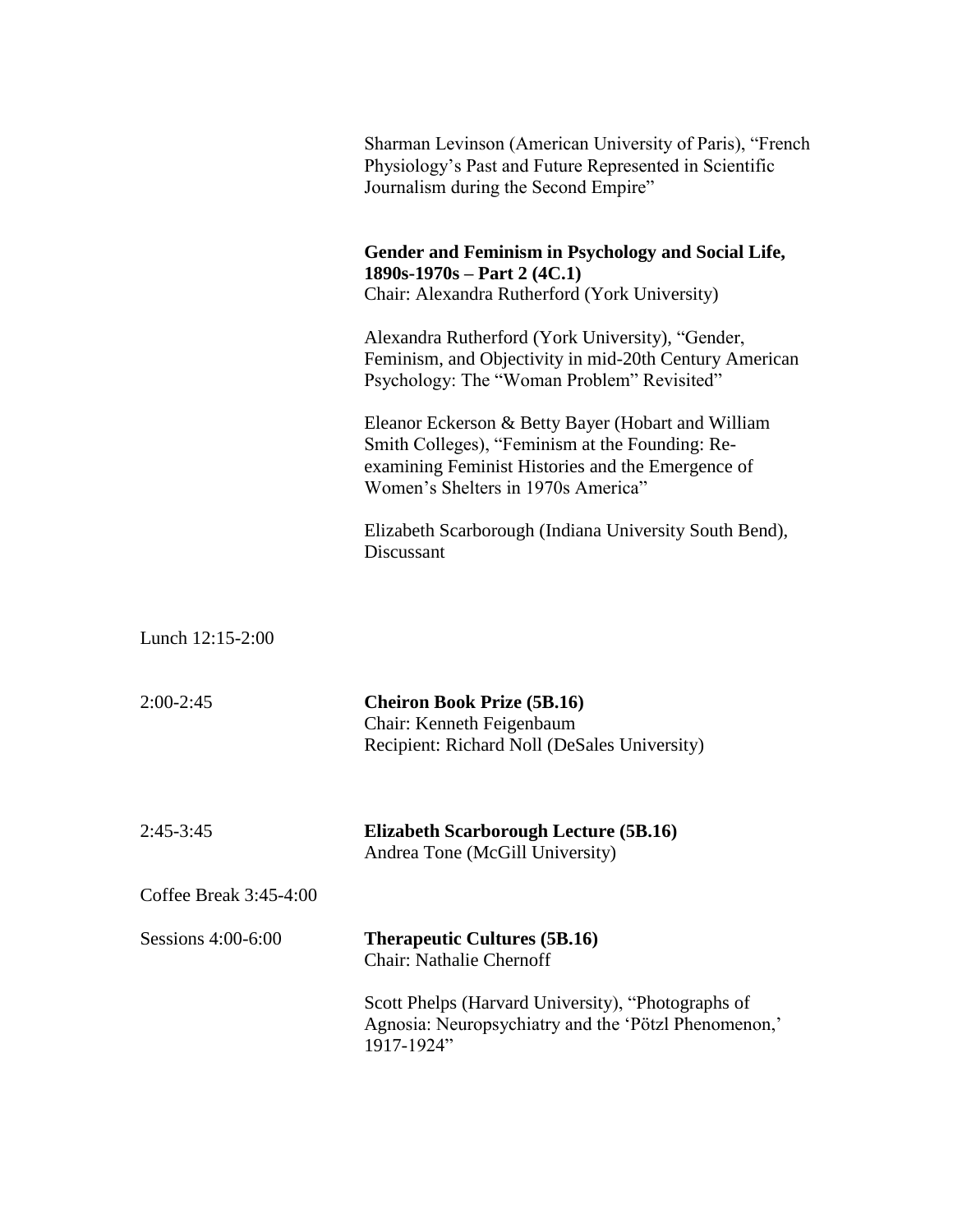Sharman Levinson (American University of Paris), "French Physiology's Past and Future Represented in Scientific Journalism during the Second Empire"

**Gender and Feminism in Psychology and Social Life, 1890s-1970s – Part 2 (4C.1)**
Chair: Alexandra Rutherford (York University)

Alexandra Rutherford (York University), "Gender, Feminism, and Objectivity in mid-20th Century American Psychology: The "Woman Problem" Revisited"

Eleanor Eckerson & Betty Bayer (Hobart and William Smith Colleges), "Feminism at the Founding: Re-examining Feminist Histories and the Emergence of Women's Shelters in 1970s America"

Elizabeth Scarborough (Indiana University South Bend), Discussant

Lunch 12:15-2:00

2:00-2:45 **Cheiron Book Prize (5B.16)**
Chair: Kenneth Feigenbaum
Recipient: Richard Noll (DeSales University)

2:45-3:45 **Elizabeth Scarborough Lecture (5B.16)**
Andrea Tone (McGill University)

Coffee Break 3:45-4:00

Sessions 4:00-6:00 **Therapeutic Cultures (5B.16)**
Chair: Nathalie Chernoff

Scott Phelps (Harvard University), "Photographs of Agnosia: Neuropsychiatry and the 'Pötzl Phenomenon,' 1917-1924"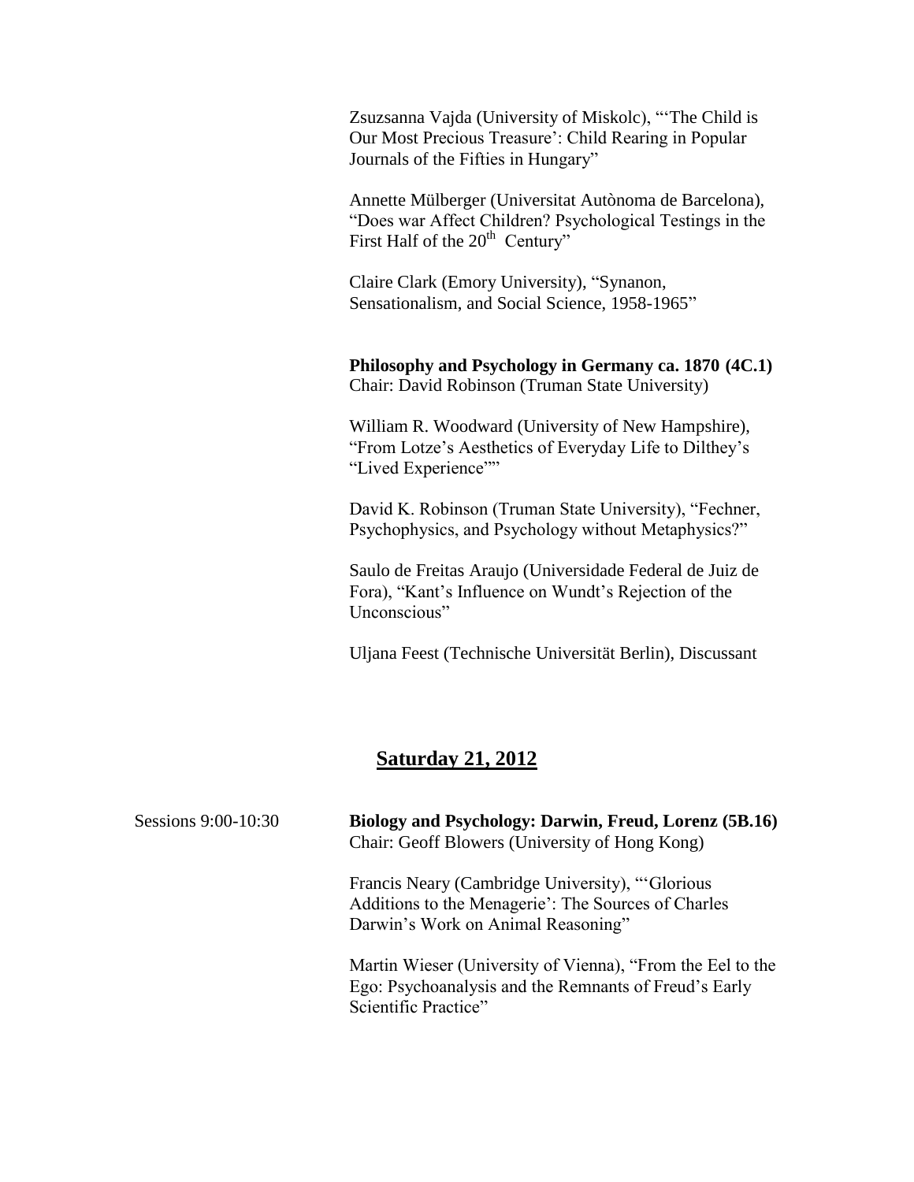Zsuzsanna Vajda (University of Miskolc), "'The Child is Our Most Precious Treasure': Child Rearing in Popular Journals of the Fifties in Hungary"

Annette Mülberger (Universitat Autònoma de Barcelona), "Does war Affect Children? Psychological Testings in the First Half of the 20th Century"

Claire Clark (Emory University), "Synanon, Sensationalism, and Social Science, 1958-1965"

**Philosophy and Psychology in Germany ca. 1870 (4C.1)**
Chair: David Robinson (Truman State University)

William R. Woodward (University of New Hampshire), "From Lotze's Aesthetics of Everyday Life to Dilthey's "Lived Experience""

David K. Robinson (Truman State University), "Fechner, Psychophysics, and Psychology without Metaphysics?"

Saulo de Freitas Araujo (Universidade Federal de Juiz de Fora), "Kant's Influence on Wundt's Rejection of the Unconscious"

Uljana Feest (Technische Universität Berlin), Discussant

## Saturday 21, 2012

Sessions 9:00-10:30

**Biology and Psychology: Darwin, Freud, Lorenz (5B.16)**
Chair: Geoff Blowers (University of Hong Kong)

Francis Neary (Cambridge University), "'Glorious Additions to the Menagerie': The Sources of Charles Darwin's Work on Animal Reasoning"

Martin Wieser (University of Vienna), "From the Eel to the Ego: Psychoanalysis and the Remnants of Freud's Early Scientific Practice"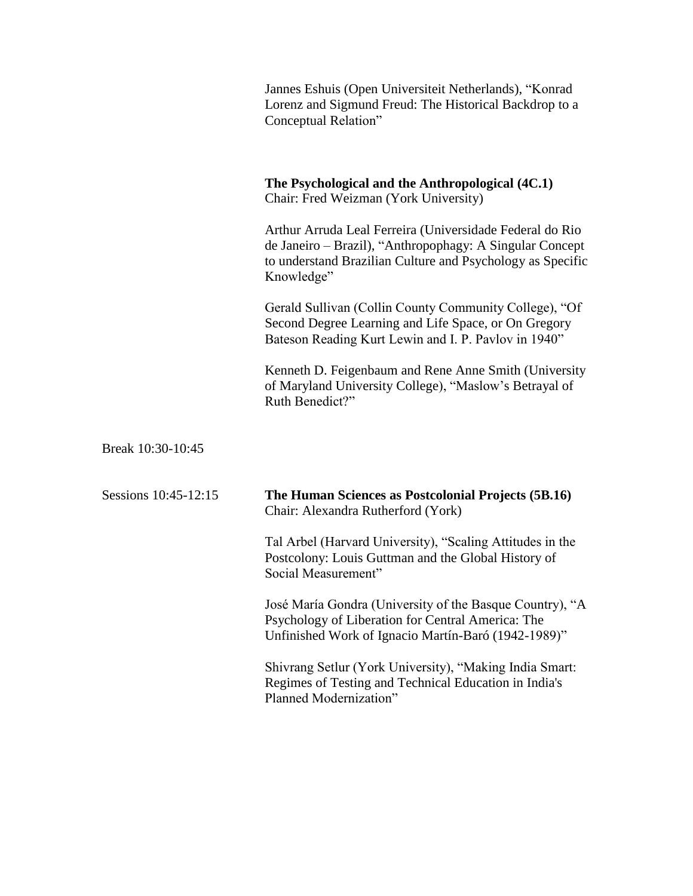Jannes Eshuis (Open Universiteit Netherlands), “Konrad Lorenz and Sigmund Freud: The Historical Backdrop to a Conceptual Relation”

**The Psychological and the Anthropological (4C.1)**
Chair: Fred Weizman (York University)

Arthur Arruda Leal Ferreira (Universidade Federal do Rio de Janeiro – Brazil), “Anthropophagy: A Singular Concept to understand Brazilian Culture and Psychology as Specific Knowledge”

Gerald Sullivan (Collin County Community College), “Of Second Degree Learning and Life Space, or On Gregory Bateson Reading Kurt Lewin and I. P. Pavlov in 1940”

Kenneth D. Feigenbaum and Rene Anne Smith (University of Maryland University College), “Maslow’s Betrayal of Ruth Benedict?”

Break 10:30-10:45

Sessions 10:45-12:15

**The Human Sciences as Postcolonial Projects (5B.16)**
Chair: Alexandra Rutherford (York)

Tal Arbel (Harvard University), “Scaling Attitudes in the Postcolony: Louis Guttman and the Global History of Social Measurement”

José María Gondra (University of the Basque Country), “A Psychology of Liberation for Central America: The Unfinished Work of Ignacio Martín-Baró (1942-1989)”

Shivrang Setlur (York University), “Making India Smart: Regimes of Testing and Technical Education in India's Planned Modernization”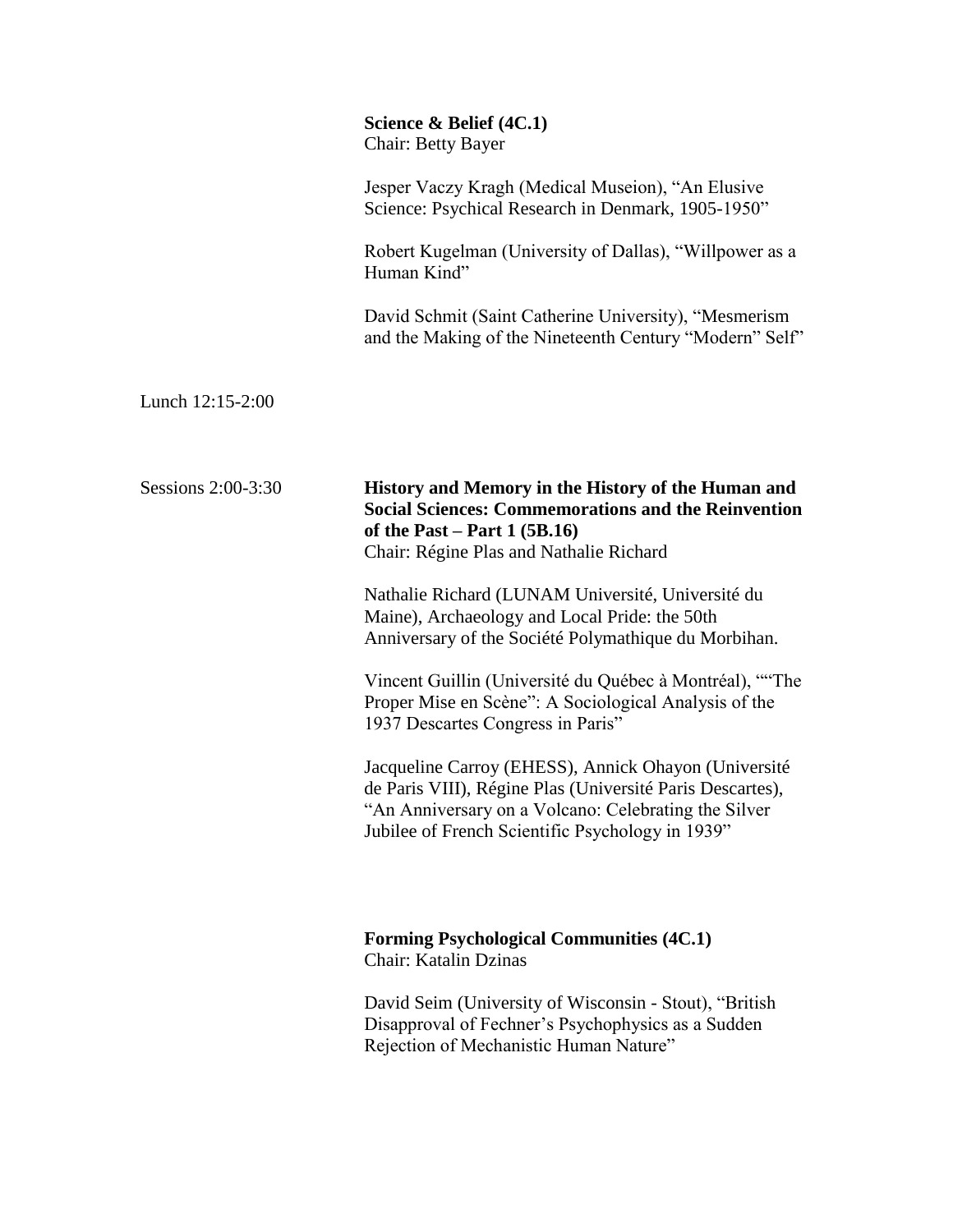**Science & Belief (4C.1)**
Chair: Betty Bayer

Jesper Vaczy Kragh (Medical Museion), "An Elusive Science: Psychical Research in Denmark, 1905-1950"

Robert Kugelman (University of Dallas), "Willpower as a Human Kind"

David Schmit (Saint Catherine University), "Mesmerism and the Making of the Nineteenth Century "Modern" Self"

Lunch 12:15-2:00

Sessions 2:00-3:30

**History and Memory in the History of the Human and Social Sciences: Commemorations and the Reinvention of the Past – Part 1 (5B.16)**
Chair: Régine Plas and Nathalie Richard

Nathalie Richard (LUNAM Université, Université du Maine), Archaeology and Local Pride: the 50th Anniversary of the Société Polymathique du Morbihan.

Vincent Guillin (Université du Québec à Montréal), ""The Proper Mise en Scène": A Sociological Analysis of the 1937 Descartes Congress in Paris"

Jacqueline Carroy (EHESS), Annick Ohayon (Université de Paris VIII), Régine Plas (Université Paris Descartes), "An Anniversary on a Volcano: Celebrating the Silver Jubilee of French Scientific Psychology in 1939"

**Forming Psychological Communities (4C.1)**
Chair: Katalin Dzinas

David Seim (University of Wisconsin - Stout), "British Disapproval of Fechner's Psychophysics as a Sudden Rejection of Mechanistic Human Nature"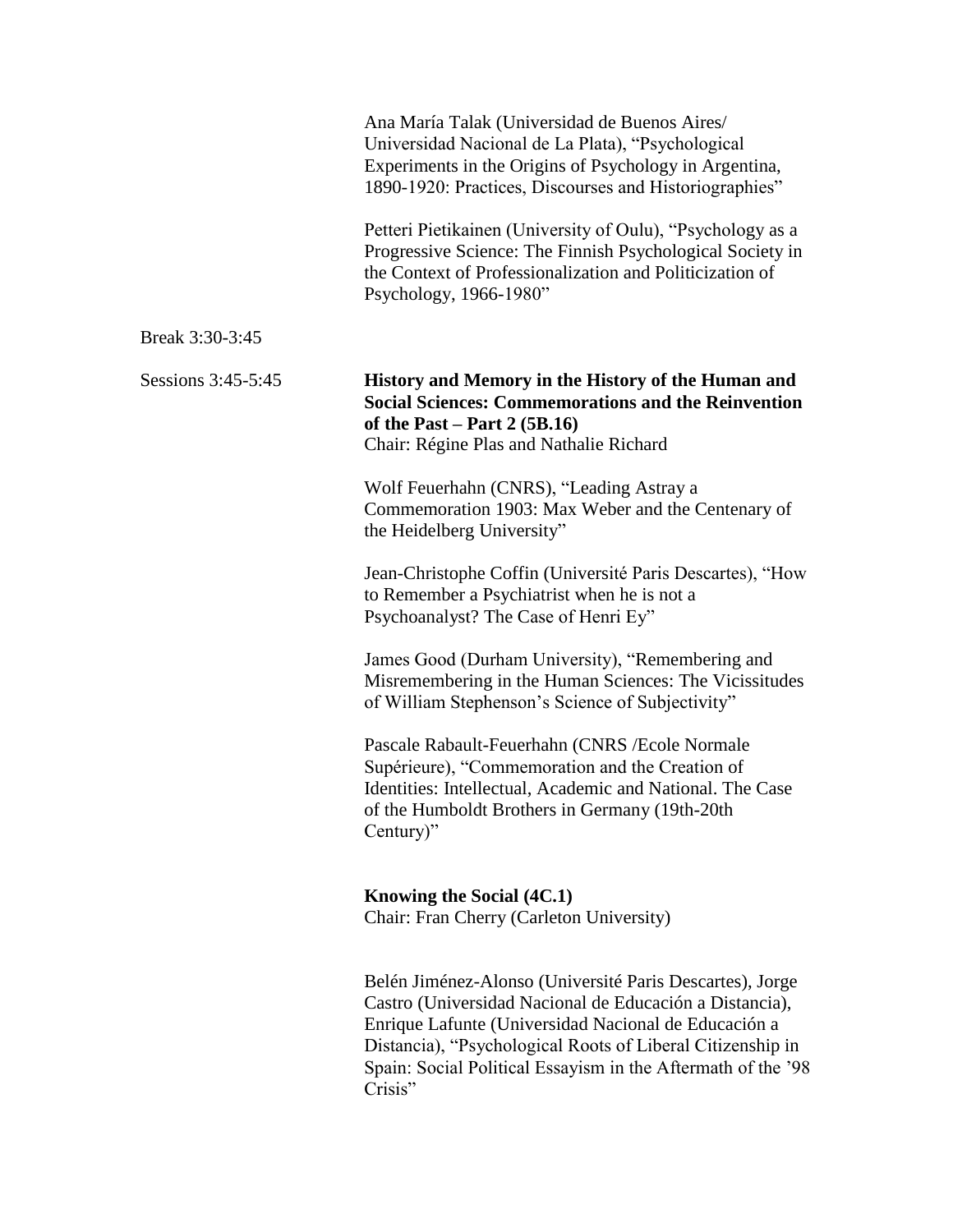Ana María Talak (Universidad de Buenos Aires/ Universidad Nacional de La Plata), "Psychological Experiments in the Origins of Psychology in Argentina, 1890-1920: Practices, Discourses and Historiographies"

Petteri Pietikainen (University of Oulu), "Psychology as a Progressive Science: The Finnish Psychological Society in the Context of Professionalization and Politicization of Psychology, 1966-1980"

Break 3:30-3:45

Sessions 3:45-5:45

**History and Memory in the History of the Human and Social Sciences: Commemorations and the Reinvention of the Past – Part 2 (5B.16)**
Chair: Régine Plas and Nathalie Richard

Wolf Feuerhahn (CNRS), "Leading Astray a Commemoration 1903: Max Weber and the Centenary of the Heidelberg University"

Jean-Christophe Coffin (Université Paris Descartes), "How to Remember a Psychiatrist when he is not a Psychoanalyst? The Case of Henri Ey"

James Good (Durham University), "Remembering and Misremembering in the Human Sciences: The Vicissitudes of William Stephenson's Science of Subjectivity"

Pascale Rabault-Feuerhahn (CNRS /Ecole Normale Supérieure), "Commemoration and the Creation of Identities: Intellectual, Academic and National. The Case of the Humboldt Brothers in Germany (19th-20th Century)"

**Knowing the Social (4C.1)**
Chair: Fran Cherry (Carleton University)

Belén Jiménez-Alonso (Université Paris Descartes), Jorge Castro (Universidad Nacional de Educación a Distancia), Enrique Lafunte (Universidad Nacional de Educación a Distancia), "Psychological Roots of Liberal Citizenship in Spain: Social Political Essayism in the Aftermath of the '98 Crisis"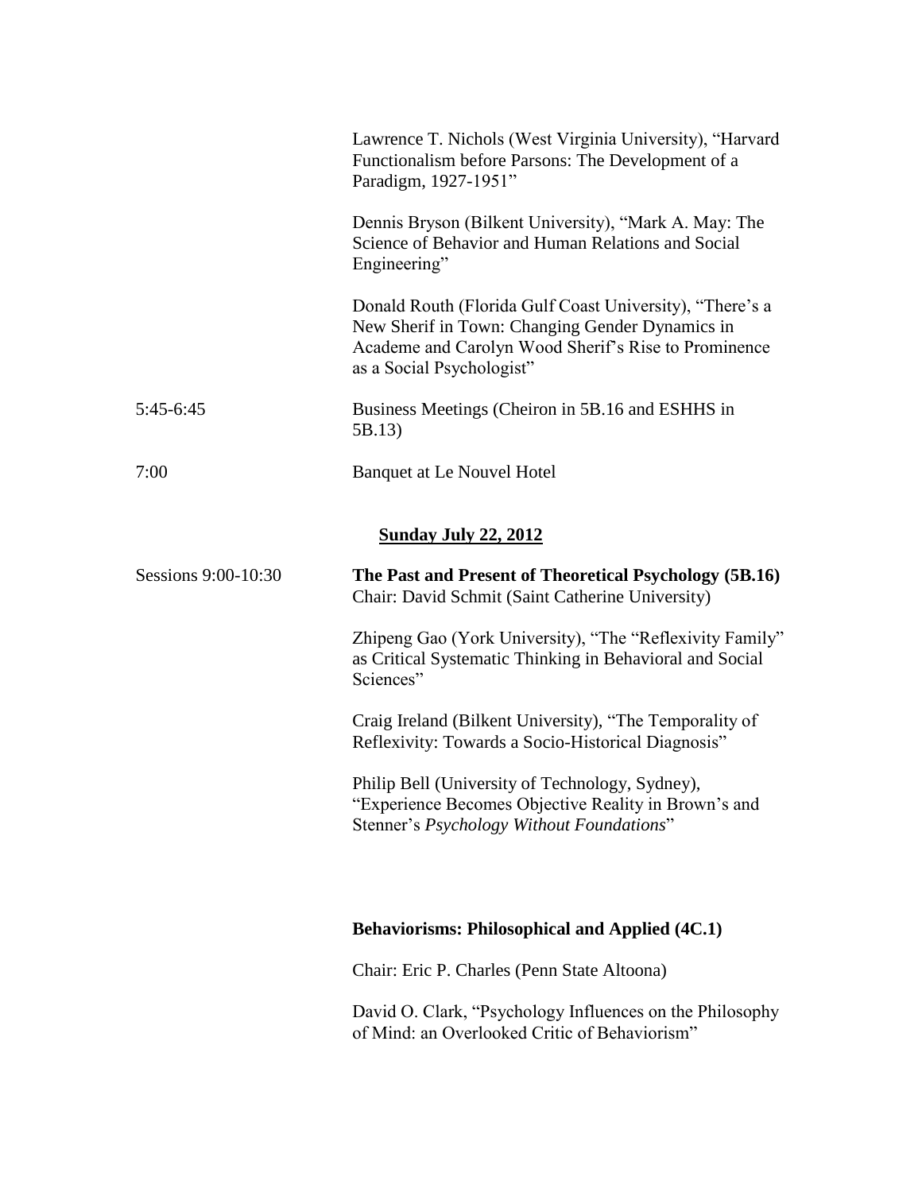Lawrence T. Nichols (West Virginia University), "Harvard Functionalism before Parsons: The Development of a Paradigm, 1927-1951"

Dennis Bryson (Bilkent University), "Mark A. May: The Science of Behavior and Human Relations and Social Engineering"

Donald Routh (Florida Gulf Coast University), "There's a New Sherif in Town: Changing Gender Dynamics in Academe and Carolyn Wood Sherif's Rise to Prominence as a Social Psychologist"

5:45-6:45 Business Meetings (Cheiron in 5B.16 and ESHHS in 5B.13)

7:00 Banquet at Le Nouvel Hotel

## Sunday July 22, 2012

Sessions 9:00-10:30

**The Past and Present of Theoretical Psychology (5B.16)**
Chair: David Schmit (Saint Catherine University)

Zhipeng Gao (York University), "The "Reflexivity Family" as Critical Systematic Thinking in Behavioral and Social Sciences"

Craig Ireland (Bilkent University), "The Temporality of Reflexivity: Towards a Socio-Historical Diagnosis"

Philip Bell (University of Technology, Sydney), "Experience Becomes Objective Reality in Brown's and Stenner's *Psychology Without Foundations*"

**Behaviorisms: Philosophical and Applied (4C.1)**

Chair: Eric P. Charles (Penn State Altoona)

David O. Clark, "Psychology Influences on the Philosophy of Mind: an Overlooked Critic of Behaviorism"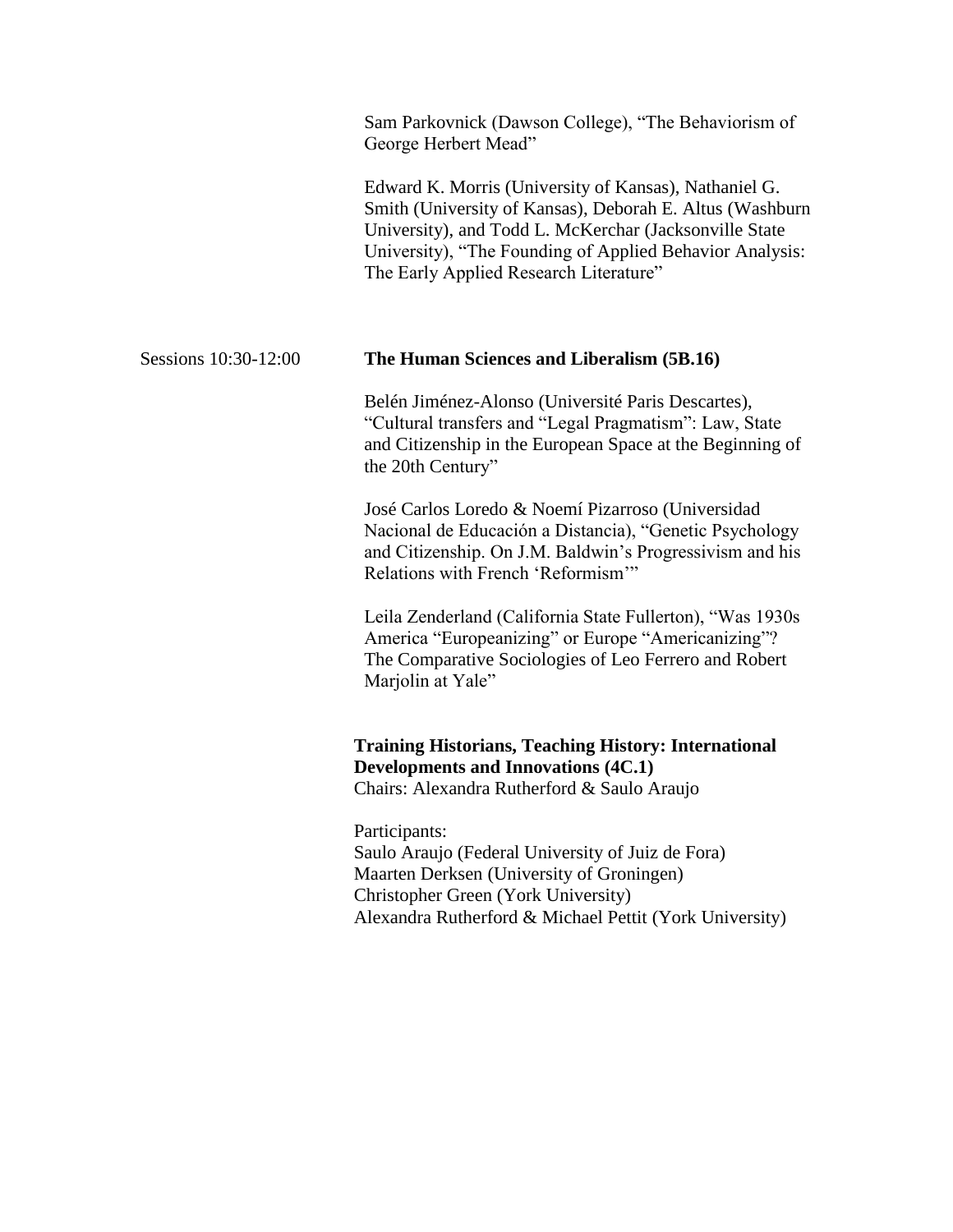Sam Parkovnick (Dawson College), “The Behaviorism of George Herbert Mead”

Edward K. Morris (University of Kansas), Nathaniel G. Smith (University of Kansas), Deborah E. Altus (Washburn University), and Todd L. McKerchar (Jacksonville State University), “The Founding of Applied Behavior Analysis: The Early Applied Research Literature”

Sessions 10:30-12:00

**The Human Sciences and Liberalism (5B.16)**

Belén Jiménez-Alonso (Université Paris Descartes), “Cultural transfers and “Legal Pragmatism”: Law, State and Citizenship in the European Space at the Beginning of the 20th Century”

José Carlos Loredo & Noemí Pizarroso (Universidad Nacional de Educación a Distancia), “Genetic Psychology and Citizenship. On J.M. Baldwin’s Progressivism and his Relations with French ‘Reformism’”

Leila Zenderland (California State Fullerton), “Was 1930s America “Europeanizing” or Europe “Americanizing”? The Comparative Sociologies of Leo Ferrero and Robert Marjolin at Yale”

**Training Historians, Teaching History: International Developments and Innovations (4C.1)**
Chairs: Alexandra Rutherford & Saulo Araujo

Participants:
Saulo Araujo (Federal University of Juiz de Fora)
Maarten Derksen (University of Groningen)
Christopher Green (York University)
Alexandra Rutherford & Michael Pettit (York University)